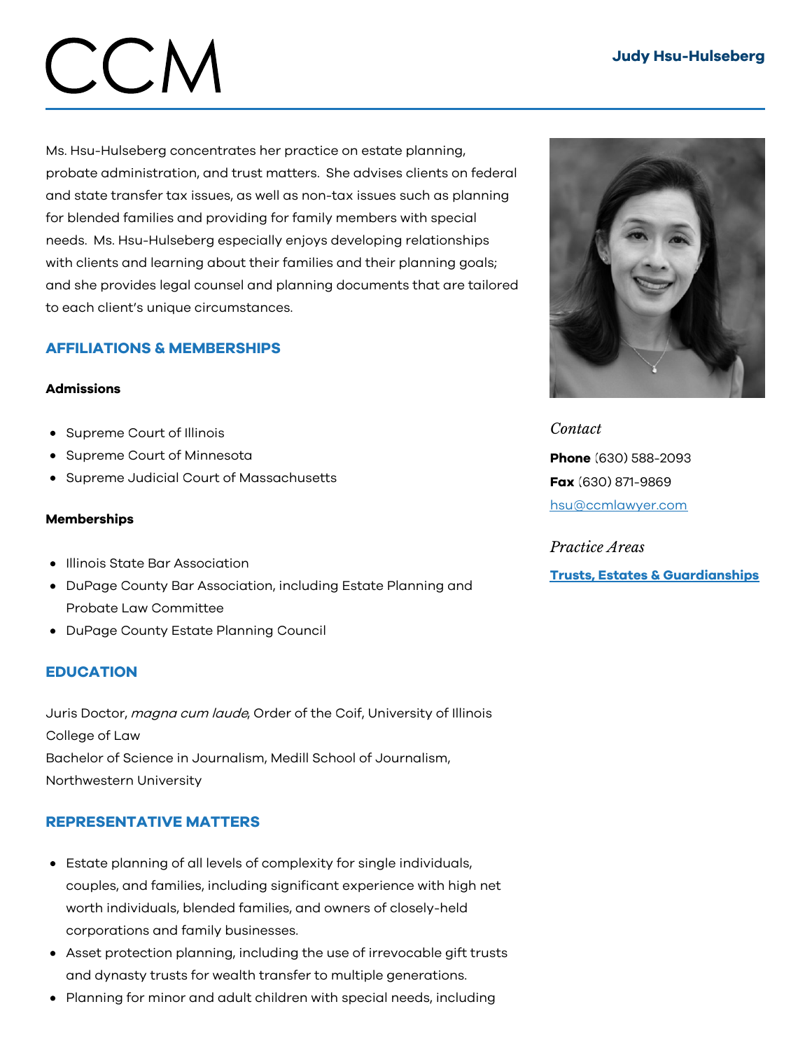# Judy Hsu-Hulseberg

Ms. Hsu-Hulseberg concentrates her practice on estate planning, probate administration, and trust matters. She advises clients on federal and state transfer tax issues, as well as non-tax issues such as planning for blended families and providing for family members with special needs. Ms. Hsu-Hulseberg especially enjoys developing relationships with clients and learning about their families and their planning goals; and she provides legal counsel and planning documents that are tailored to each client's unique circumstances.

*Contact*

**Phone** (630) 588-2093

**Fax** (630) 871-9869

hsu@ccmlawyer.com

*Practice Areas*

**Trusts, Estates & Guardianships**

## AFFILIATIONS & MEMBERSHIPS

### Admissions

- Supreme Court of Illinois
- Supreme Court of Minnesota
- Supreme Judicial Court of Massachusetts

### Memberships

- Illinois State Bar Association
- DuPage County Bar Association, including Estate Planning and Probate Law Committee
- DuPage County Estate Planning Council

## EDUCATION

Juris Doctor, *magna cum laude*, Order of the Coif, University of Illinois College of Law

Bachelor of Science in Journalism, Medill School of Journalism, Northwestern University

## REPRESENTATIVE MATTERS

- Estate planning of all levels of complexity for single individuals, couples, and families, including significant experience with high net worth individuals, blended families, and owners of closely-held corporations and family businesses.
- Asset protection planning, including the use of irrevocable gift trusts and dynasty trusts for wealth transfer to multiple generations.
- Planning for minor and adult children with special needs, including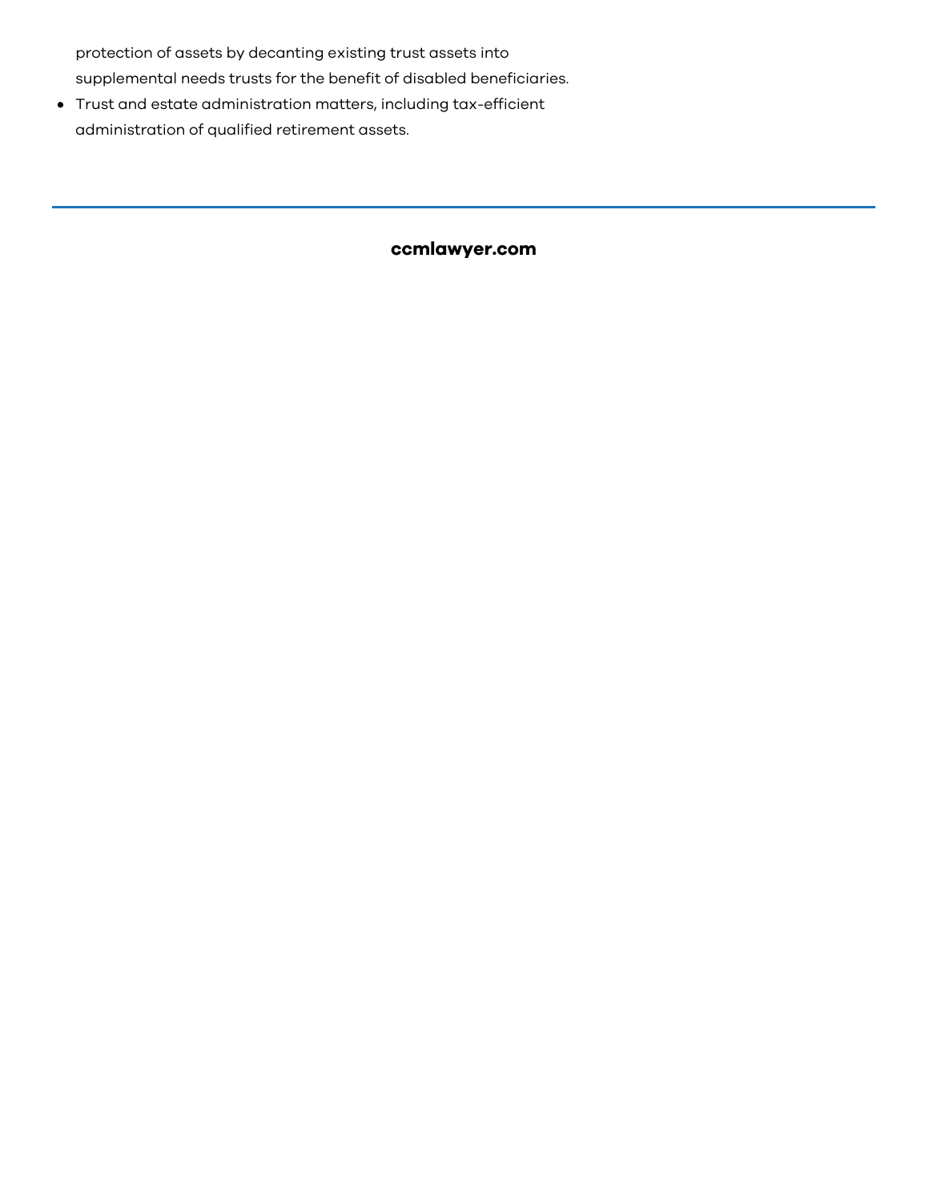protection of assets by decanting existing trust assets into supplemental needs trusts for the benefit of disabled beneficiaries.

- Trust and estate administration matters, including tax-efficient administration of qualified retirement assets.

---

**ccmlawyer.com**